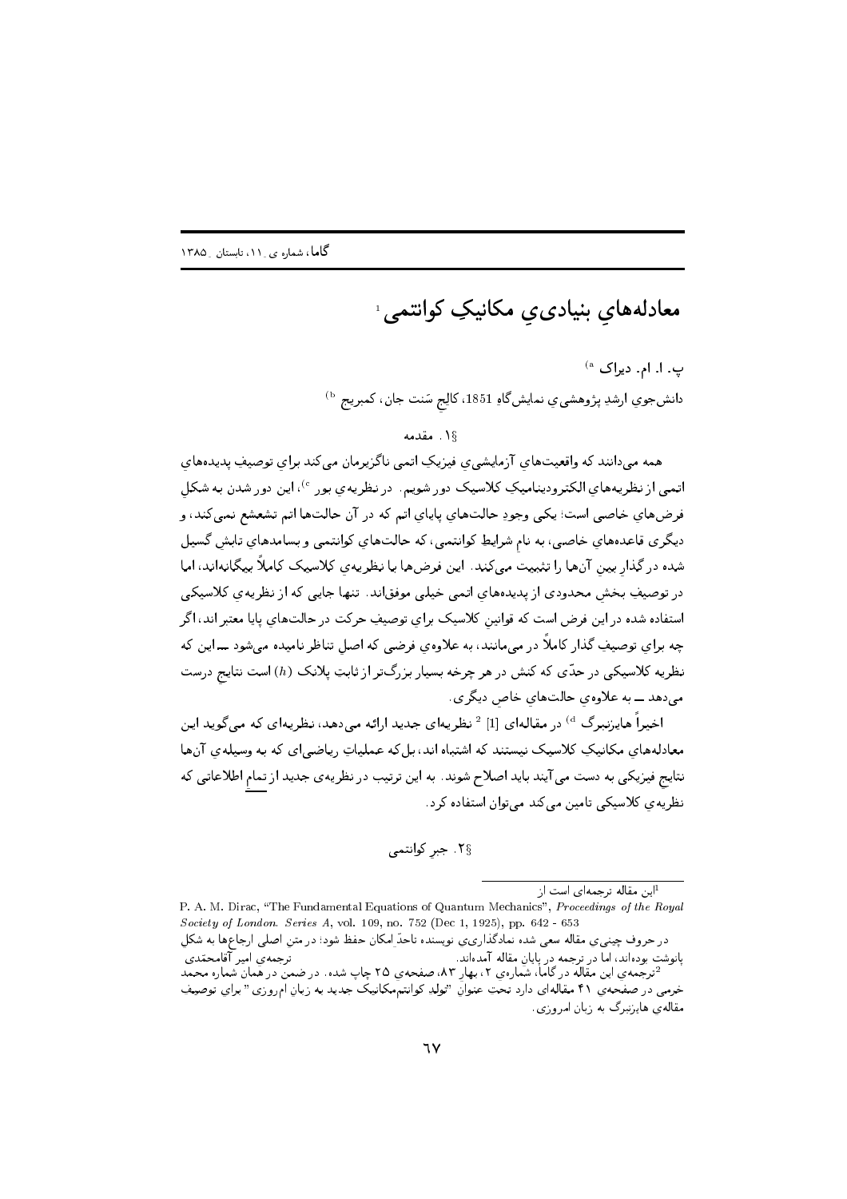# معادله‌هايِ بنيادي‌يِ مكانيكِ كوانتمي [1]

پ. ا. ام. ديراک [a]

دانش‌جويِ ارشدِ پژوهشي‌يِ نمايش‌گاهِ 1851، كالجِ سَنت جان، كمبريج [b]

## §۱. مقدمه

همه مي‌دانند كه واقعيت‌هايِ آزمايشي‌يِ فيزيكِ اتمي ناگزيرمان مي‌كند برايِ توصيفِ پديده‌هايِ اتمي از نظريه‌هايِ الكترودیناميکِ كلاسيک دور شويم. در نظريه‌يِ بور [c]، اين دور شدن به شكلِ فرض‌هايِ خاصي است؛ يكي وجودِ حالت‌هايِ پايايِ اتم كه در آن حالت‌ها اتم تشعشع نمي‌كند، و ديگري قاعده‌هايِ خاصي، به نامِ شرايطِ كوانتمي، كه حالت‌هايِ كوانتمي و بسامدهايِ تابشِ گسيل شده در گذارِ بينِ آن‌ها را تثبيت مي‌كند. اين فرض‌ها با نظريه‌يِ كلاسيک كاملاً بيگانه‌اند، اما در توصيفِ بخشِ محدودي از پديده‌هايِ اتمي خيلي موفق‌اند. تنها جايي كه از نظريه‌يِ كلاسيكي استفاده شده در اين فرض است كه قوانينِ كلاسيک برايِ توصيفِ حركت در حالت‌هايِ پايا معتبر اند، اگر چه برايِ توصيفِ گذار كاملاً در مي‌مانند، به علاوه‌يِ فرضي كه اصلِ تناظر ناميده مي‌شود ـــ اين كه نظريه كلاسيكي در حدّي كه كنش در هر چرخه بسيار بزرگ‌تر از ثابتِ پلانک ($h$) است نتايجِ درست مي‌دهد ـــ به علاوه‌يِ حالت‌هايِ خاصِ ديگري.

اخيراً هايزنبرگ [d] در مقاله‌اي [1] [2] نظريه‌اي جديد ارائه مي‌دهد، نظريه‌اي كه مي‌گويد اين معادله‌هايِ مكانيکِ كلاسيک نيستند كه اشتباه اند، بل‌كه عملياتِ رياضي‌اي كه به وسيله‌يِ آن‌ها نتايجِ فيزيكي به دست مي‌آيند بايد اصلاح شوند. به اين ترتيب در نظريه‌يِ جديد از تمامِ اطلاعاتي كه نظريه‌يِ كلاسيكي تامين مي‌كند مي‌توان استفاده كرد.

## §۲. جبرِ كوانتمي

---

[1] اين مقاله ترجمه‌اي است از
P. A. M. Dirac, "The Fundamental Equations of Quantum Mechanics", *Proceedings of the Royal Society of London. Series A*, vol. 109, no. 752 (Dec 1, 1925), pp. 642 - 653

در حروف چيني‌يِ مقاله سعي شده نمادگذاري‌يِ نويسنده تاحدِّ امكان حفظ شود؛ در متنِ اصلي ارجاع‌ها به شكلِ پانوشت بوده‌اند، اما در ترجمه در پايانِ مقاله آمده‌اند. ترجمه‌يِ امير آقامحمّدي

[2] ترجمه‌يِ اين مقاله در گاما، شماره‌يِ ۲، بهار ۸۳، صفحه‌يِ ۲۵ چاپ شده. در ضمن در همان شماره محمد خرمي در صفحه‌يِ ۴۱ مقاله‌اي دارد تحت عنوان "تولدِ كوانتم‌مكانيکِ جديد به زبانِ امروزي" برايِ توصيفِ مقاله‌يِ هايزنبرگ به زبانِ امروزي.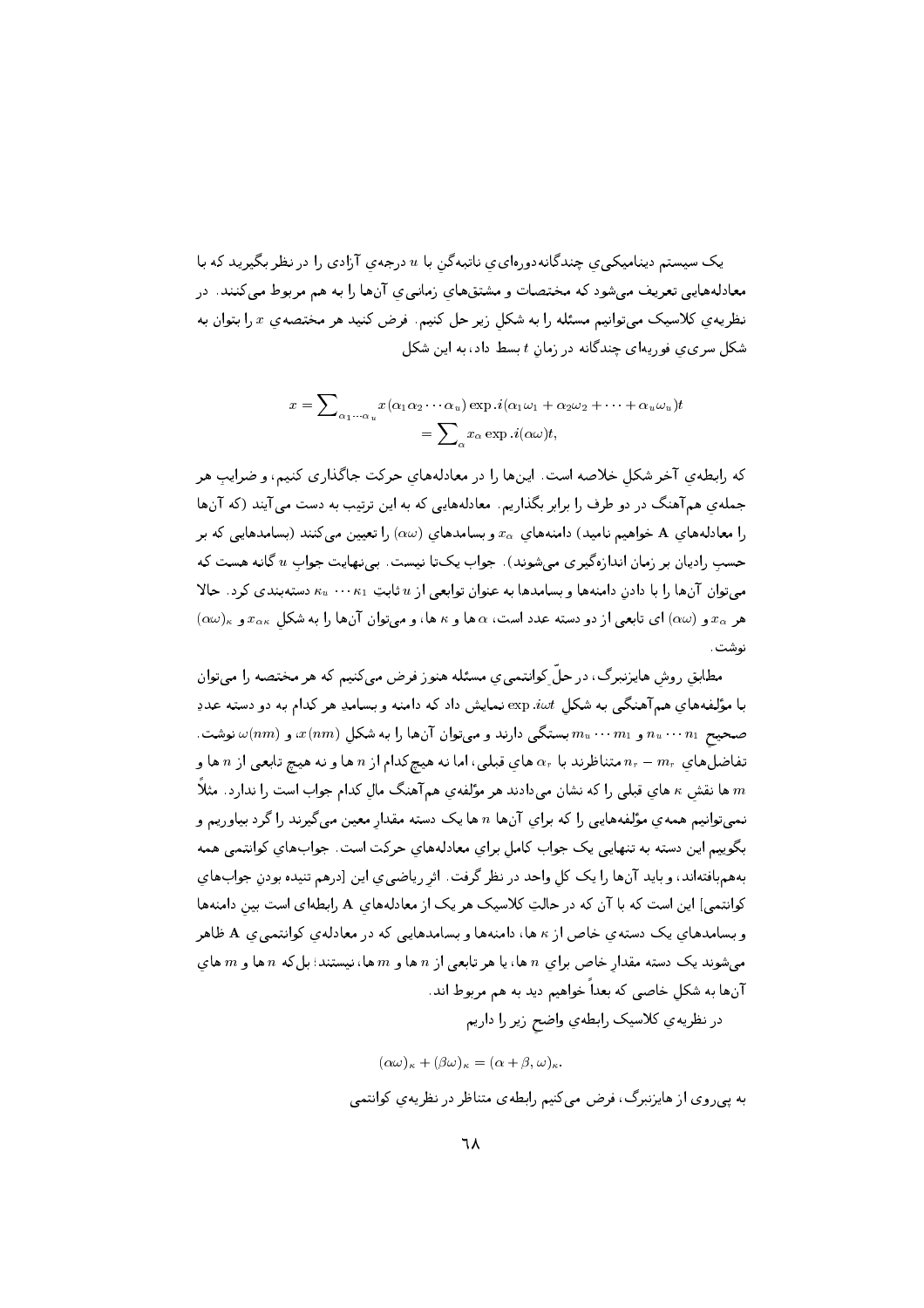یک سیستم دینامیکیِ چندگانه‌دوره‌ای‌ِ ناتبهگن با $u$ درجه‌ی آزادی را در نظر بگیرید که با معادله‌هایی تعریف می‌شود که مختصات و مشتق‌های زمانی‌ِ آن‌ها را به هم مربوط می‌کنند. در نظریه‌ی کلاسیک می‌توانیم مسئله را به شکلِ زیر حل کنیم. فرض کنید هر مختصه‌ی $x$ را بتوان به شکل سری‌ِ فوریه‌ای چندگانه در زمانِ $t$ بسط داد، به این شکل

$$x = \sum_{\alpha_1 \cdots \alpha_u} x(\alpha_1 \alpha_2 \cdots \alpha_u) \exp .i(\alpha_1 \omega_1 + \alpha_2 \omega_2 + \cdots + \alpha_u \omega_u)t$$
$$= \sum_{\alpha} x_\alpha \exp .i(\alpha\omega)t,$$

که رابطه‌ی آخر شکلِ خلاصه است. این‌ها را در معادله‌های حرکت جاگذاری کنیم، و ضرایبِ هر جمله‌ی هم‌آهنگ در دو طرف را برابر بگذاریم. معادله‌هایی که به این ترتیب به دست می‌آیند (که آن‌ها را معادله‌های **A** خواهیم نامید) دامنه‌های $x_\alpha$ و بسامدهای $(\alpha\omega)$ را تعیین می‌کنند (بسامدهایی که بر حسبِ رادیان بر زمان اندازه‌گیری می‌شوند). جواب یک‌تا نیست. بی‌نهایت جوابِ $u$ گانه هست که می‌توان آن‌ها را با دادنِ دامنه‌ها و بسامدها به عنوان توابعی از $u$ ثابت $\kappa_1 \cdots \kappa_u$ دسته‌بندی کرد. حالا هر $x_\alpha$ و $(\alpha\omega)$ ای تابعی از دو دسته عدد است، $\alpha$ ها و $\kappa$ ها، و می‌توان آن‌ها را به شکلِ $x_{\alpha\kappa}$ و $(\alpha\omega)_\kappa$ نوشت.

مطابقِ روشِ هایزنبرگ، در حلِّ کوانتمی‌ِ مسئله هنوز فرض می‌کنیم که هر مختصه را می‌توان با مؤلفه‌های هم‌آهنگی به شکلِ $\exp .i\omega t$ نمایش داد که دامنه و بسامدِ هر کدام به دو دسته عددِ صحیحِ $n_1 \cdots n_u$ و $m_1 \cdots m_u$ بستگی دارند و می‌توان آن‌ها را به شکلِ $x(nm)$، و $\omega(nm)$ نوشت. تفاضل‌های $n_r - m_r$ متناظرند با $\alpha_r$ های قبلی، اما نه هیچ‌کدام از $n$ ها و نه هیچ تابعی از $n$ ها و $m$ ها نقشِ $\kappa$ های قبلی را که نشان می‌دادند هر مؤلفه‌ی هم‌آهنگ مالِ کدام جواب است را ندارد. مثلاً نمی‌توانیم همه‌ی مؤلفه‌هایی را که برای آن‌ها $n$ ها یک دسته مقدارِ معین می‌گیرند را گرد بیاوریم و بگوییم این دسته به تنهایی یک جواب کامل برای معادله‌های حرکت است. جواب‌های کوانتمی همه به‌هم‌بافته‌اند، و باید آن‌ها را یک کلِ واحد در نظر گرفت. اثرِ ریاضی‌ِ این [درهم تنیده بودنِ جواب‌های کوانتمی] این است که با آن که در حالتِ کلاسیک هر یک از معادله‌های **A** رابطه‌ای است بین دامنه‌ها و بسامدهای یک دسته‌ی خاص از $\kappa$ ها، دامنه‌ها و بسامدهایی که در معادله‌ی کوانتمی‌ِ **A** ظاهر می‌شوند یک دسته مقدارِ خاص برای $n$ ها، یا هر تابعی از $n$ ها و $m$ ها، نیستند؛ بل‌که $n$ ها و $m$ های آن‌ها به شکلِ خاصی که بعداً خواهیم دید به هم مربوط اند.

در نظریه‌ی کلاسیک رابطه‌ی واضحِ زیر را داریم

$$(\alpha\omega)_\kappa + (\beta\omega)_\kappa = (\alpha + \beta, \omega)_\kappa.$$

به پی‌روی از هایزنبرگ، فرض می‌کنیم رابطه‌ی متناظر در نظریه‌ی کوانتمی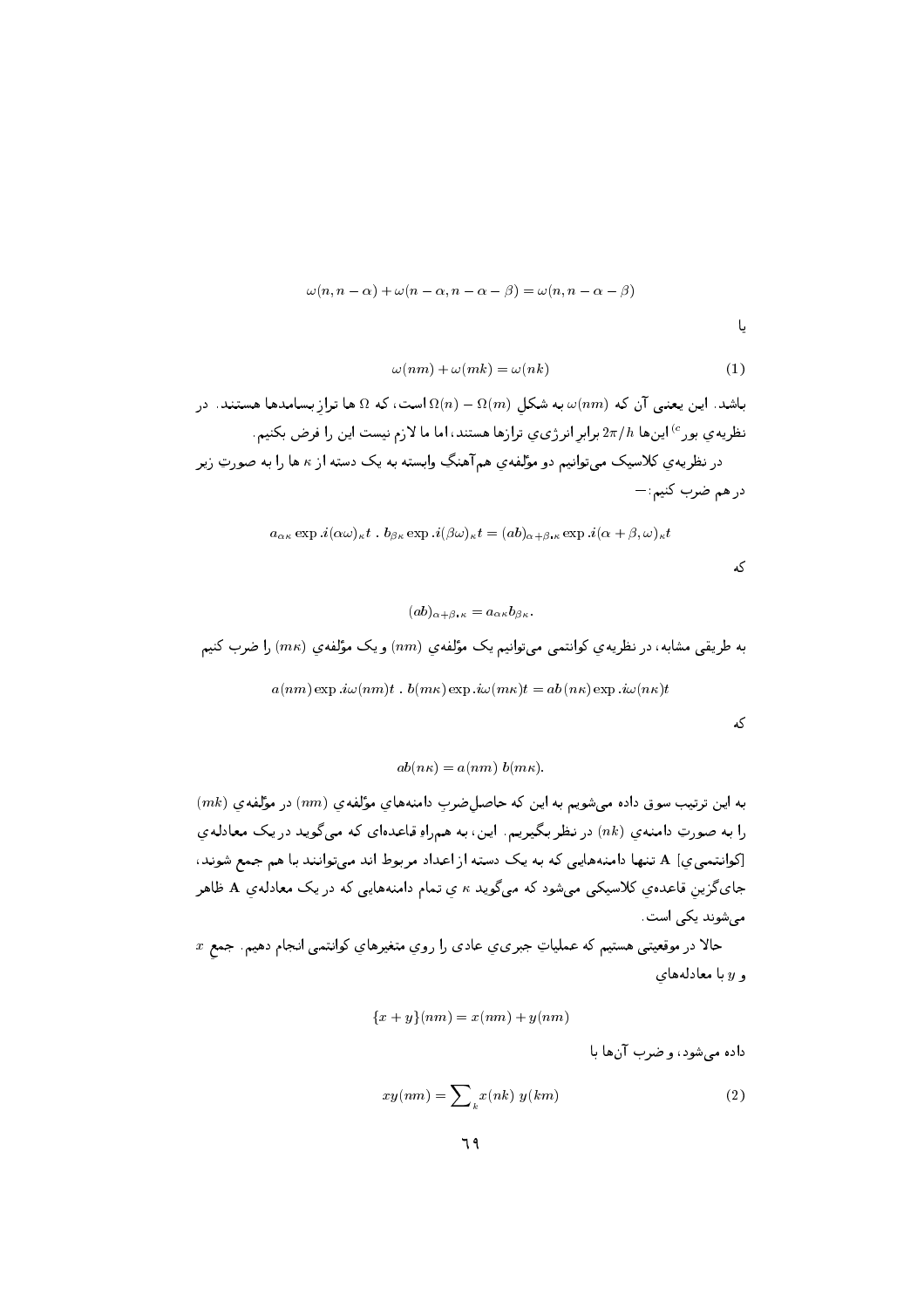$$\omega(n, n-\alpha) + \omega(n-\alpha, n-\alpha-\beta) = \omega(n, n-\alpha-\beta)$$

یا

$$\omega(nm) + \omega(mk) = \omega(nk) \tag{1}$$

باشد. این یعنی آن که $\omega(nm)$ به شکل $\Omega(n) - \Omega(m)$ است، که $\Omega$ ها ترازِ بسامدها هستند. در نظریه‌ی بور[c] این‌ها $2\pi/h$ برابرِ انرژی‌ی ترازها هستند، اما ما لازم نیست این را فرض بکنیم.

در نظریه‌ی کلاسیک می‌توانیم دو مؤلفه‌ی هم‌آهنگِ وابسته به یک دسته از $\kappa$ ها را به صورتِ زیر در هم ضرب کنیم:—

$$a_{\alpha\kappa} \exp .i(\alpha\omega)_\kappa t \;.\; b_{\beta\kappa} \exp .i(\beta\omega)_\kappa t = (ab)_{\alpha+\beta,\kappa} \exp .i(\alpha+\beta, \omega)_\kappa t$$

که

$$(ab)_{\alpha+\beta,\kappa} = a_{\alpha\kappa} b_{\beta\kappa}.$$

به طریقی مشابه، در نظریه‌ی کوانتمی می‌توانیم یک مؤلفه‌ی $(nm)$ و یک مؤلفه‌ی $(m\kappa)$ را ضرب کنیم

$$a(nm) \exp .i\omega(nm)t \;.\; b(m\kappa) \exp .i\omega(m\kappa)t = ab\,(n\kappa) \exp .i\omega(n\kappa)t$$

که

$$ab(n\kappa) = a(nm)\; b(m\kappa).$$

به این ترتیب سوق داده می‌شویم به این که حاصل‌ضربِ دامنه‌های مؤلفه‌ی $(nm)$ در مؤلفه‌ی $(mk)$ را به صورتِ دامنه‌ی $(nk)$ در نظر بگیریم. این، به همراهِ قاعده‌ای که می‌گوید در یک معادله‌ی [کوانتمی‌ی] **A** تنها دامنه‌هایی که به یک دسته از اعداد مربوط اند می‌توانند با هم جمع شوند، جای‌گزینِ قاعده‌ی کلاسیکی می‌شود که می‌گوید $\kappa$ ی تمام دامنه‌هایی که در یک معادله‌ی **A** ظاهر می‌شوند یکی است.

حالا در موقعیتی هستیم که عملیاتِ جبری‌ی عادی را روی متغیرهای کوانتمی انجام دهیم. جمع $x$ و $y$ با معادله‌ی

$$\{x+y\}(nm) = x(nm) + y(nm)$$

داده می‌شود، و ضرب آن‌ها با

$$xy(nm) = \sum\nolimits_k x(nk)\; y(km) \tag{2}$$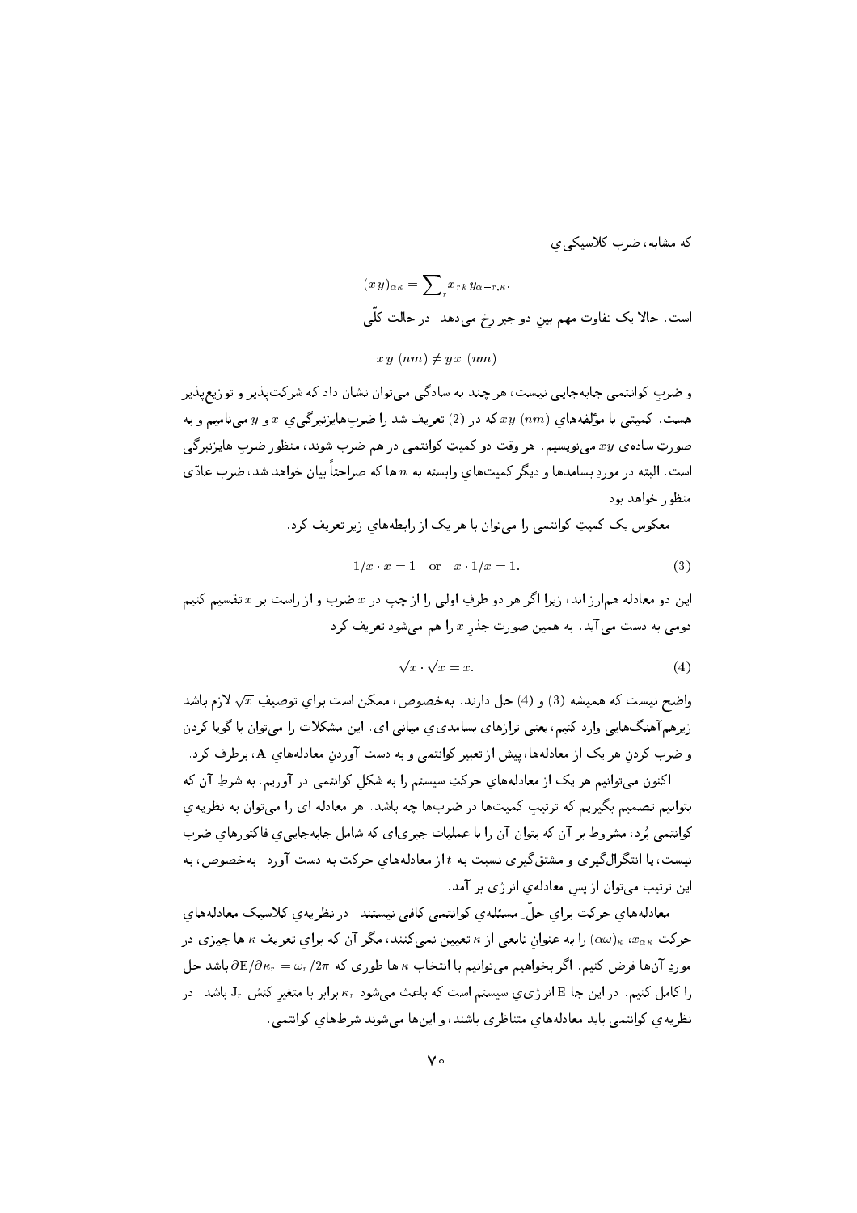که مشابه، ضربِ کلاسیکیِ

$$(xy)_{\alpha\kappa} = \sum_r x_{r\,k}\, y_{\alpha-r,\kappa}.$$

است. حالا یک تفاوتِ مهم بینِ دو جبر رخ می‌دهد. در حالتِ کلّی

$$x\,y\ (nm) \neq y\,x\ (nm)$$

و ضربِ کوانتمی جابه‌جایی نیست، هر چند به سادگی می‌توان نشان داد که شرکت‌پذیر و توزیع‌پذیر هست. کمیتی با مؤلفه‌های $xy\ (nm)$ که در (2) تعریف شد را ضربِ هایزنبرگیِ $x$ و $y$ می‌نامیم و به صورتِ ساده‌ی $xy$ می‌نویسیم. هر وقت دو کمیتِ کوانتمی در هم ضرب شوند، منظور ضربِ هایزنبرگی است. البته در موردِ بسامدها و دیگر کمیت‌هایِ وابسته به $n$ ها که صراحتاً بیان خواهد شد، ضربِ عادّی منظور خواهد بود.

معکوسِ یک کمیتِ کوانتمی را می‌توان با هر یک از رابطه‌هایِ زیر تعریف کرد.

$$1/x \cdot x = 1 \quad \text{or} \quad x \cdot 1/x = 1. \tag{3}$$

این دو معادله هم‌ارز اند، زیرا اگر هر دو طرفِ اولی را از چپ در $x$ ضرب و از راست بر $x$ تقسیم کنیم دومی به دست می‌آید. به همین صورت جذرِ $x$ را هم می‌شود تعریف کرد

$$\sqrt{x} \cdot \sqrt{x} = x. \tag{4}$$

واضح نیست که همیشه (3) و (4) حل دارند. به‌خصوص، ممکن است برایِ توصیفِ $\sqrt{x}$ لازم باشد زیرهم‌آهنگ‌هایی وارد کنیم، یعنی ترازهای بسامدیِ میانی ای. این مشکلات را می‌توان با گویا کردن و ضرب کردنِ هر یک از معادله‌ها، پیش از تعبیرِ کوانتمی و به دست آوردنِ معادله‌هایِ $\mathbf{A}$، برطرف کرد.

اکنون می‌توانیم هر یک از معادله‌هایِ حرکتِ سیستم را به شکلِ کوانتمی در آوریم، به شرطِ آن که بتوانیم تصمیم بگیریم که ترتیبِ کمیت‌ها در ضرب‌ها چه باشد. هر معادله ای را می‌توان به نظریه‌ی کوانتمی بُرد، مشروط بر آن که بتوان آن را با عملیاتِ جبری‌ای که شاملِ جابه‌جاییِ فاکتورهایِ ضرب نیست، یا انتگرال‌گیری و مشتق‌گیری نسبت به $t$ از معادله‌هایِ حرکت به دست آورد. به‌خصوص، به این ترتیب می‌توان از پسِ معادله‌یِ انرژی بر آمد.

معادله‌هایِ حرکت برایِ حلِّ مسئله‌یِ کوانتمی کافی نیستند. در نظریه‌یِ کلاسیک معادله‌هایِ حرکت $x_{\alpha\kappa}$، $(\alpha\omega)_\kappa$ را به عنوانِ تابعی از $\kappa$ تعیین نمی‌کنند، مگر آن که برایِ تعریفِ $\kappa$ ها چیزی در موردِ آن‌ها فرض کنیم. اگر بخواهیم می‌توانیم با انتخابِ $\kappa$ ها طوری که $\partial \mathrm{E}/\partial \kappa_r = \omega_r/2\pi$ باشد حل را کامل کنیم. در این جا $\mathrm{E}$ انرژیِ سیستم است که باعث می‌شود $\kappa_r$ برابر با متغیرِ کنش $\mathrm{J}_r$ باشد. در نظریه‌یِ کوانتمی باید معادله‌هایِ متناظری باشند، و این‌ها می‌شوند شرط‌هایِ کوانتمی.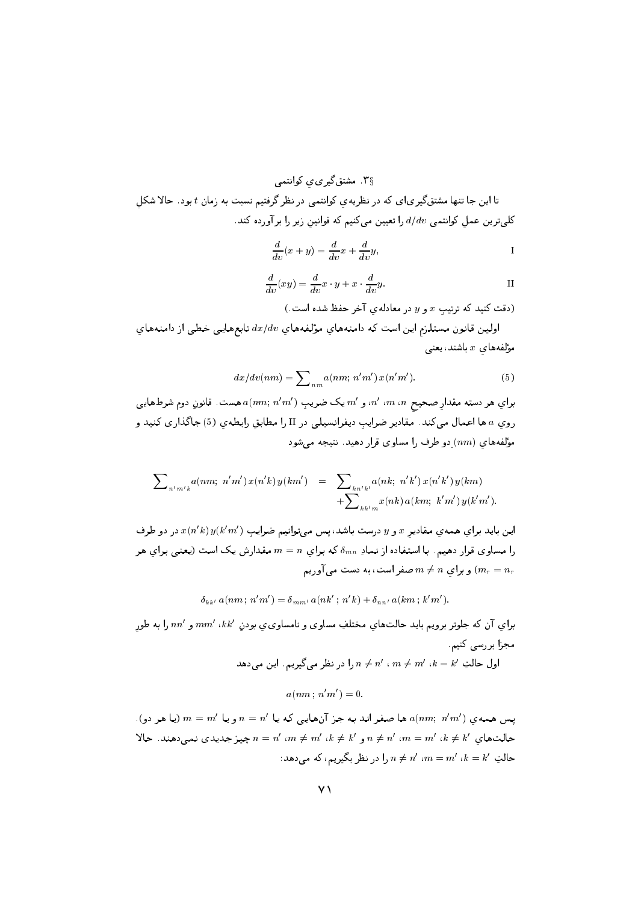## §۳. مشتق‌گیریِ کوانتمی

تا این جا تنها مشتق‌گیری‌ای که در نظریه‌ی کوانتمی در نظر گرفتیم نسبت به زمان $t$ بود. حالا شکلِ کلی‌ترین عملِ کوانتمی $d/dv$ را تعیین می‌کنیم که قوانینِ زیر را برآورده کند.

$$\frac{d}{dv}(x+y) = \frac{d}{dv}x + \frac{d}{dv}y, \qquad \text{I}$$

$$\frac{d}{dv}(xy) = \frac{d}{dv}x \cdot y + x \cdot \frac{d}{dv}y. \qquad \text{II}$$

(دقت کنید که ترتیبِ $x$ و $y$ در معادله‌ی آخر حفظ شده است.)

اولین قانون مستلزمِ این است که دامنه‌های مؤلفه‌هاي $dx/dv$ تابع‌هایی خطی از دامنه‌هاي مؤلفه‌هاي $x$ باشند، یعنی

$$dx/dv(nm) = \sum\nolimits_{nm} a(nm;\, n'm')\, x(n'm'). \qquad (5)$$

براي هر دسته مقدارِ صحیحِ $n$، $m$، $n'$، و $m'$ یک ضریبِ $a(nm;\, n'm')$ هست. قانونِ دوم شرط‌هایی روي $a$ ها اعمال می‌کند. مقادیرِ ضرایبِ دیفرانسیلی در II را مطابقِ رابطه‌ی (5) جاگذاری کنید و مؤلفه‌هاي $(nm)$ِ دو طرف را مساوی قرار دهید. نتیجه می‌شود

$$\sum\nolimits_{n'm'k} a(nm;\; n'm')\, x(n'k)\, y(km') \;\;=\;\; \sum\nolimits_{kn'k'} a(nk;\; n'k')\, x(n'k')\, y(km) + \sum\nolimits_{kk'm} x(nk)\, a(km;\; k'm')\, y(k'm').$$

این باید براي همه‌ی مقادیرِ $x$ و $y$ درست باشد، پس می‌توانیم ضرایبِ $x(n'k)\,y(k'm')$ در دو طرف را مساوی قرار دهیم. با استفاده از نمادِ $\delta_{mn}$ که براي $m=n$ مقدارش یک است (یعنی براي هر $(m_r = n_r$ و براي $m \neq n$ صفر است، به دست می‌آوریم

$$\delta_{kk'}\, a(nm\,;\, n'm') = \delta_{mm'}\, a(nk'\,;\, n'k) + \delta_{nn'}\, a(km\,;\, k'm').$$

براي آن که جلوتر برویم باید حالت‌هاي مختلفِ مساوی و نامساویِ بودنِ $kk'$، $mm'$ و $nn'$ را به طورِ مجزا بررسی کنیم.

اول حالتِ $k=k'$، $m \neq m'$، $n \neq n'$ را در نظر می‌گیریم. این می‌دهد

$$a(nm\,;\, n'm') = 0.$$

پس همه‌ی $a(nm;\; n'm')$ ها صفر اند به جز آن‌هایی که یا $n=n'$ و یا $m=m'$ (یا هر دو). حالت‌هاي $k \neq k'$، $m=m'$، $n \neq n'$ و $k \neq k'$، $m \neq m'$، $n=n'$ چیزِ جدیدی نمی‌دهند. حالا حالتِ $k=k'$، $m=m'$، $n \neq n'$ را در نظر بگیریم، که می‌دهد: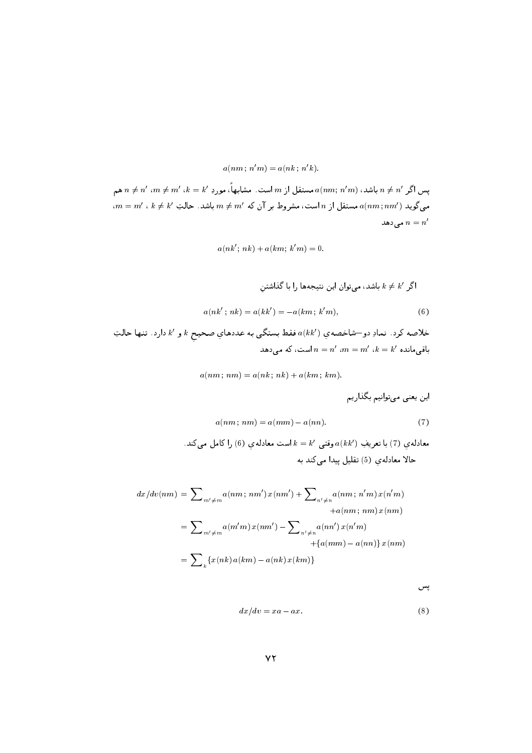$$a(nm\,;\,n'm) = a(nk\,;\,n'k).$$

پس اگر $n \neq n'$ باشد، $a(nm;\, n'm)$ مستقل از $m$ است. مشابهاً، موردِ $k = k'$، $m \neq m'$، $n \neq n'$ هم می‌گوید $a(nm\,;\,nm')$ مستقل از $n$ است، مشروط بر آن که $m \neq m'$ باشد. حالتِ $k \neq k'$ ، $m = m'$، $n = n'$ می‌دهد

$$a(nk';\, nk) + a(km;\, k'm) = 0.$$

اگر $k \neq k'$ باشد، می‌توان این نتیجه‌ها را با گذاشتنِ

$$a(nk'\,;\, nk) = a(kk') = -a(km\,;\, k'm), \tag{6}$$

خلاصه کرد. نمادِ دو–شاخصه‌یِ $a(kk')$ فقط بستگی به عددهایِ صحیحِ $k$ و $k'$ دارد. تنها حالتِ باقی‌مانده $k = k'$، $m = m'$، $n = n'$ است، که می‌دهد

$$a(nm\,;\, nm) = a(nk\,;\, nk) + a(km\,;\, km).$$

این یعنی می‌توانیم بگذاریم

$$a(nm\,;\, nm) = a(mm) - a(nn). \tag{7}$$

معادله‌ی (7) با تعریفِ $a(kk')$ وقتی $k = k'$ است معادله‌ی (6) را کامل می‌کند.
حالا معادله‌ی (5) تقلیل پیدا می‌کند به

$$\begin{aligned}
dx/dv(nm) &= \sum\nolimits_{m' \neq m} a(nm\,;\, nm')\, x(nm') + \sum\nolimits_{n' \neq n} a(nm\,;\, n'm)\, x(n'm) \\
&\qquad + a(nm\,;\, nm)\, x(nm) \\
&= \sum\nolimits_{m' \neq m} a(m'm)\, x(nm') - \sum\nolimits_{n' \neq n} a(nn')\, x(n'm) \\
&\qquad + \{a(mm) - a(nn)\}\, x(nm) \\
&= \sum\nolimits_{k} \{x(nk)\, a(km) - a(nk)\, x(km)\}
\end{aligned}$$

پس

$$dx/dv = xa - ax. \tag{8}$$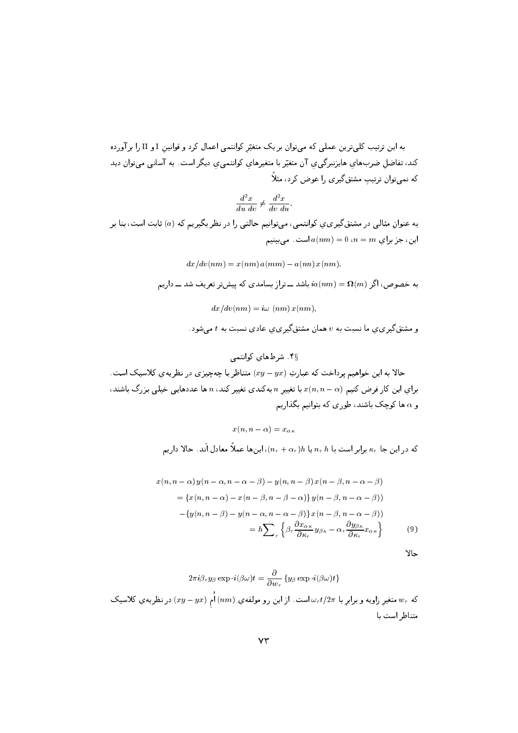به این ترتیب کلی‌ترین عملی که می‌توان بر یک متغیّرِ کوانتمی اعمال کرد و قوانینِ I و II را برآورده کند، تفاضلِ ضرب‌هایِ هایزنبرگی‌یِ آن متغیّر با متغیرهایِ کوانتمی‌یِ دیگر است. به آسانی می‌توان دید که نمی‌توان ترتیبِ مشتق‌گیری را عوض کرد، مثلاً

$$\frac{d^2x}{du\ dv} \neq \frac{d^2x}{dv\ du}.$$

به عنوانِ مثالی در مشتق‌گیری‌یِ کوانتمی، می‌توانیم حالتی را در نظر بگیریم که $(a)$ ثابت است، بنا بر این، جز برایِ $n = m$، $a(nm) = 0$ است. می‌بینیم

$$dx/dv(nm) = x(nm)\,a(mm) - a(nn)\,x(nm).$$

به خصوص، اگر $ia(nm) = \Omega(m)$ باشد ــ ترازِ بسامدی که پیش‌تر تعریف شد ــ داریم

$$dx/dv(nm) = i\omega\ (nm)\,x(nm),$$

و مشتق‌گیری‌یِ ما نسبت به $v$ همان مشتق‌گیری‌یِ عادی نسبت به $t$ می‌شود.

## §۴. شرط‌های کوانتمی

حالا به این خواهیم پرداخت که عبارتِ $(xy - yx)$ متناظر با چه‌چیزی در نظریه‌یِ کلاسیک است. برایِ این کار فرض کنیم $x(n, n-\alpha)$ با تغییرِ $n$ به‌کندی تغییر کند، $n$ ها عددهایی خیلی بزرگ باشند، و $\alpha$ ها کوچک باشند، طوری که بتوانیم بگذاریم

$$x(n, n-\alpha) = x_{\alpha\kappa}$$

که در این جا $\kappa_r$ برابر است با $n_r\,h$ یا $(n_r + \alpha_r)h$، این‌ها عملاً معادل اَند. حالا داریم

$$\begin{aligned}
x(n, n-\alpha)\,y(n-\alpha, n-\alpha-\beta) - y(n, n-\beta)\,x(n-\beta, n-\alpha-\beta) \\
= \{x(n, n-\alpha) - x(n-\beta, n-\beta-\alpha)\}\,y(n-\beta, n-\alpha-\beta)) \\
- \{y(n, n-\beta) - y(n-\alpha, n-\alpha-\beta)\}\,x(n-\beta, n-\alpha-\beta)) \\
= h\sum\nolimits_r \left\{\beta_r \frac{\partial x_{\alpha\kappa}}{\partial \kappa_r} y_{\beta\kappa} - \alpha_r \frac{\partial y_{\beta\kappa}}{\partial \kappa_r} x_{\alpha\kappa}\right\} \qquad (9)
\end{aligned}$$

حالا

$$2\pi i\beta_r y_\beta \exp\cdot i(\beta\omega)t = \frac{\partial}{\partial w_r}\{y_\beta \exp\cdot i(\beta\omega)t\}$$

که $w_r$ متغیرِ زاویه و برابرِ با $\omega_r t/2\pi$ است. از این رو مولفه‌یِ $(nm)$ اُمِ $(xy - yx)$ در نظریه‌یِ کلاسیک متناظر است با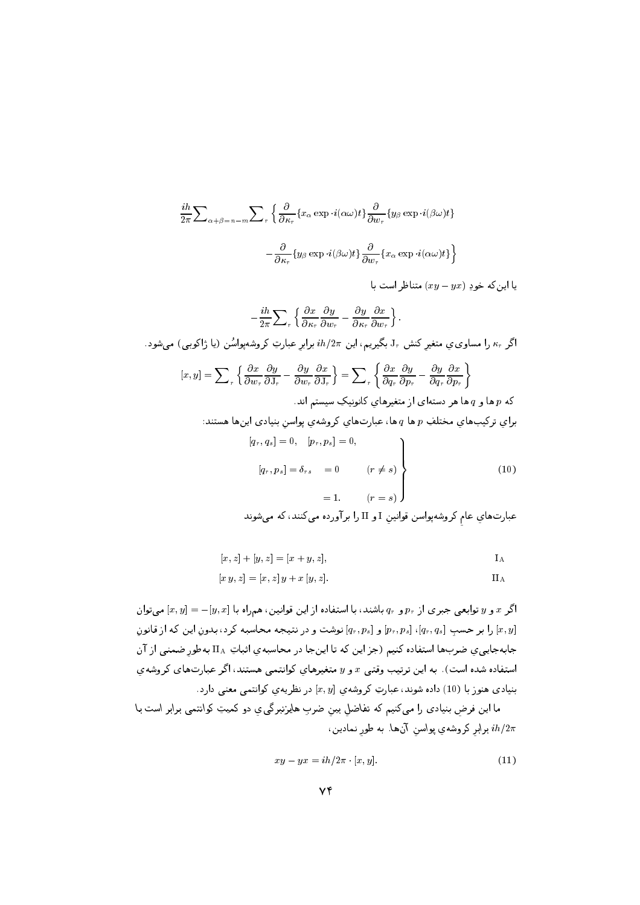$$\frac{ih}{2\pi}\sum\nolimits_{\alpha+\beta=n-m}\sum\nolimits_{r}\left\{\frac{\partial}{\partial\kappa_r}\{x_\alpha\exp\cdot i(\alpha\omega)t\}\frac{\partial}{\partial w_r}\{y_\beta\exp\cdot i(\beta\omega)t\}\right.$$

$$\left.-\frac{\partial}{\partial\kappa_r}\{y_\beta\exp\cdot i(\beta\omega)t\}\frac{\partial}{\partial w_r}\{x_\alpha\exp\cdot i(\alpha\omega)t\}\right\}$$

یا این‌که خودِ $(xy-yx)$ متناظر است با

$$-\frac{ih}{2\pi}\sum\nolimits_{r}\left\{\frac{\partial x}{\partial\kappa_r}\frac{\partial y}{\partial w_r}-\frac{\partial y}{\partial\kappa_r}\frac{\partial x}{\partial w_r}\right\}.$$

اگر $\kappa_r$ را مساویِ متغیرِ کنش $\mathrm{J}_r$ بگیریم، این $ih/2\pi$ برابرِ عبارتِ کروشه‌پواسُن (یا ژاکوبی) می‌شود.

$$[x,y]=\sum\nolimits_{r}\left\{\frac{\partial x}{\partial w_r}\frac{\partial y}{\partial \mathrm{J}_r}-\frac{\partial y}{\partial w_r}\frac{\partial x}{\partial \mathrm{J}_r}\right\}=\sum\nolimits_{r}\left\{\frac{\partial x}{\partial q_r}\frac{\partial y}{\partial p_r}-\frac{\partial y}{\partial q_r}\frac{\partial x}{\partial p_r}\right\}$$

که $p$ ها و $q$ ها هر دسته‌ای از متغیرهایِ کانونیکِ سیستم اند.

برایِ ترکیب‌هایِ مختلفِ $p$ ها و $q$ ها، عبارت‌هایِ کروشه‌یِ پواسنِ بنیادی این‌ها هستند:

$$\left.\begin{aligned}&[q_r,q_s]=0,\quad [p_r,p_s]=0,\\&[q_r,p_s]=\delta_{rs}\quad =0\qquad (r\neq s)\\&\qquad\qquad\quad\ =1.\qquad (r=s)\end{aligned}\right\}\tag{10}$$

عبارت‌هایِ عامِ کروشه‌پواسن قوانینِ I و II را برآورده می‌کنند، که می‌شوند

$$[x,z]+[y,z]=[x+y,z],\tag{$\mathrm{I}_\mathrm{A}$}$$

$$[x\,y,z]=[x,z]\,y+x\,[y,z].\tag{$\mathrm{II}_\mathrm{A}$}$$

اگر $x$ و $y$ توابعی جبری از $p_r$ و $q_r$ باشند، با استفاده از این قوانین، همراه با $[x,y]=-[y,x]$ می‌توان $[x,y]$ را بر حسبِ $[q_r,q_s]$، $[p_r,p_s]$ و $[q_r,p_s]$ نوشت و در نتیجه محاسبه کرد، بدونِ این که از قانونِ جابه‌جاییِ ضرب‌ها استفاده کنیم (جز این که تا این‌جا در محاسبه‌یِ اثباتِ $\mathrm{II}_\mathrm{A}$ به‌طورِ ضمنی از آن استفاده شده است). به این ترتیب وقتی $x$ و $y$ متغیرهایِ کوانتمی هستند، اگر عبارت‌های کروشه‌یِ بنیادی هنوز با (10) داده شوند، عبارتِ کروشه‌یِ $[x,y]$ در نظریه‌یِ کوانتمی معنی دارد.

ما این فرضِ بنیادی را می‌کنیم که تفاضلِ بینِ ضربِ هایزنبرگی‌یِ دو کمیتِ کوانتمی برابر است با $ih/2\pi$ برابرِ کروشه‌یِ پواسنِ آن‌ها. به طورِ نمادین،

$$xy-yx=ih/2\pi\cdot[x,y].\tag{11}$$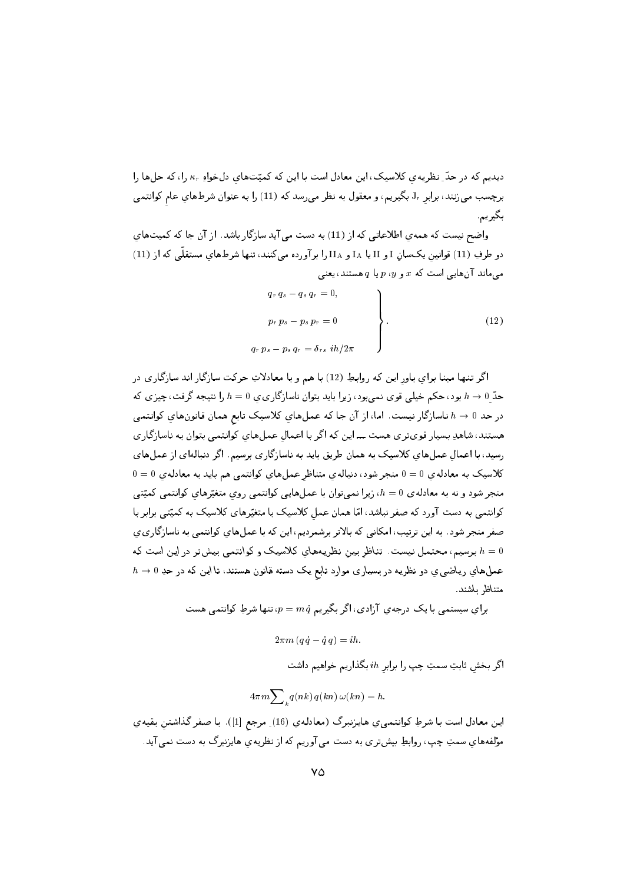دیدیم که در حدِّ نظریه‌ی کلاسیک، این معادل است با این که کمیّت‌های دلخواهِ $\kappa_r$ را، که حل‌ها را برچسب می‌زنند، برابرِ $J_r$ بگیریم، و معقول به نظر می‌رسد که (11) را به عنوان شرط‌های عامِ کوانتمی بگیریم.

واضح نیست که همه‌ی اطلاعاتی که از (11) به دست می‌آید سازگار باشد. از آن جا که کمیت‌هایِ دو طرفِ (11) قوانینِ یک‌سانِ I و II یا $I_A$ و $II_A$ را برآورده می‌کنند، تنها شرط‌های مستقلّی که از (11) می‌ماند آن‌هایی است که $x$ و $y$، $p$ یا $q$ هستند، یعنی

$$
\left.
\begin{aligned}
q_r\, q_s - q_s\, q_r &= 0, \\
p_r\, p_s - p_s\, p_r &= 0 \\
q_r\, p_s - p_s\, q_r &= \delta_{rs}\; ih/2\pi
\end{aligned}
\right\} . \tag{12}
$$

اگر تنها مبنا برایِ باورِ این که روابطِ (12) با هم و با معادلاتِ حرکت سازگار اند سازگاری در حدِّ $h \to 0$ بود، حکم خیلی قوی نمی‌بود، زیرا باید بتوان ناسازگاری‌ِ $h = 0$ را نتیجه گرفت، چیزی که در حد $h \to 0$ ناسازگار نیست. اما، از آن جا که عمل‌هایِ کلاسیک تابعِ همان قانون‌هایِ کوانتمی هستند، شاهدِ بسیار قوی‌تری هست ـــ این که اگر با اعمالِ عمل‌هایِ کوانتمی بتوان به ناسازگاری رسید، با اعمالِ عمل‌هایِ کلاسیک به همان طریق باید به ناسازگاری برسیم. اگر دنباله‌ای از عمل‌های کلاسیک به معادله‌ی $0 = 0$ منجر شود، دنباله‌ی متناظرِ عمل‌هایِ کوانتمی هم باید به معادله‌ی $0 = 0$ منجر شود و نه به معادله‌ی $h = 0$، زیرا نمی‌توان با عمل‌هایی کوانتمی رویِ متغیّرهایِ کوانتمی کمیّتی کوانتمی به دست آورد که صفر نباشد، امّا همان عملِ کلاسیک با متغیّرهای کلاسیک به کمیّتی برابر با صفر منجر شود. به این ترتیب، امکانی که بالاتر برشمردیم، این که با عمل‌هایِ کوانتمی به ناسازگاری‌ِ $h = 0$ برسیم، محتمل نیست. تناظرِ بین نظریه‌هایِ کلاسیک و کوانتمی بیش‌تر در این است که عمل‌هایِ ریاضی‌ِ دو نظریه در بسیاری موارد تابعِ یک دسته قانون هستند، تا این که در حدِ $h \to 0$ متناظر باشند.

برایِ سیستمی با یک درجه‌ی آزادی، اگر بگیریم $p = m\dot{q}$، تنها شرطِ کوانتمی هست

$$2\pi m\, (q\,\dot{q} - \dot{q}\, q) = ih.$$

اگر بخشِ ثابتِ سمتِ چپ را برابرِ $ih$ بگذاریم خواهیم داشت

$$4\pi m \sum_k q(nk)\, q(kn)\, \omega(kn) = h.$$

این معادل است با شرطِ کوانتمی‌ِ هایزنبرگ (معادله‌ی (16)ِ مرجع [1]). با صفر گذاشتنِ بقیه‌ی مؤلّفه‌هایِ سمتِ چپ، روابطِ بیش‌تری به دست می‌آوریم که از نظریه‌ی هایزنبرگ به دست نمی‌آید.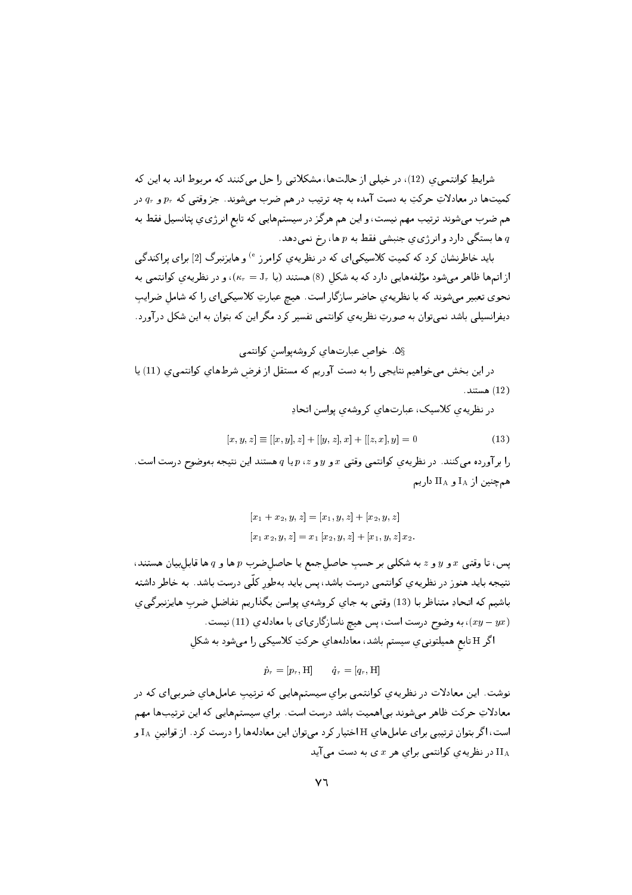شرایطِ کوانتمیِ (12)، در خیلی از حالت‌ها، مشکلاتی را حل می‌کنند که مربوط اند به این که کمیت‌ها در معادلاتِ حرکتِ به دست آمده به چه ترتیب در هم ضرب می‌شوند. جز وقتی که $p_r$ و $q_r$ در هم ضرب می‌شوند ترتیب مهم نیست، و این هم هرگز در سیستم‌هایی که تابعِ انرژیِ پتانسیل فقط به $q$ ها بستگی دارد و انرژیِ جنبشی فقط به $p$ ها، رخ نمی‌دهد.

باید خاطرنشان کرد که کمیتِ کلاسیکی‌ای که در نظریه‌ی کرامرز [e] و هایزنبرگ [2] برای پراکندگی از اتم‌ها ظاهر می‌شود مؤلفه‌هایی دارد که به شکلِ (8) هستند (با $\kappa_r = \mathrm{J}_r$)، و در نظریه‌ی کوانتمی به نحوی تعبیر می‌شوند که با نظریه‌ی حاضر سازگار است. هیچ عبارتِ کلاسیکی‌ای را که شاملِ ضرایبِ دیفرانسیلی باشد نمی‌توان به صورتِ نظریه‌ی کوانتمی تفسیر کرد مگر این که بتوان به این شکل درآورد.

## §5. خواصِ عبارت‌های کروشه‌پواسنِ کوانتمی

در این بخش می‌خواهیم نتایجی را به دست آوریم که مستقل از فرضِ شرط‌های کوانتمیِ (11) یا (12) هستند.

در نظریه‌ی کلاسیک، عبارت‌های کروشه‌ی پواسن اتحادِ

$$[x, y, z] \equiv [[x, y], z] + [[y, z], x] + [[z, x], y] = 0 \tag{13}$$

را برآورده می‌کنند. در نظریه‌ی کوانتمی وقتی $x$ و $y$ و $z$، $p$ یا $q$ هستند این نتیجه به‌وضوح درست است. هم‌چنین از $\mathrm{I_A}$ و $\mathrm{II_A}$ داریم

$$[x_1 + x_2, y, z] = [x_1, y, z] + [x_2, y, z]$$
$$[x_1 x_2, y, z] = x_1 [x_2, y, z] + [x_1, y, z] x_2.$$

پس، تا وقتی $x$ و $y$ و $z$ به شکلی بر حسبِ حاصل‌جمع یا حاصل‌ضربِ $p$ ها و $q$ ها قابل‌بیان هستند، نتیجه باید هنوز در نظریه‌ی کوانتمی درست باشد، پس باید به‌طورِ کلّی درست باشد. به خاطر داشته باشیم که اتحادِ متناظر با (13) وقتی به جای کروشه‌ی پواسن بگذاریم تفاضلِ ضربِ هایزنبرگی‌ِ $(xy - yx)$، به وضوح درست است، پس هیچ ناسازگاری‌ای با معادله‌ی (11) نیست.

اگر H تابعِ همیلتونی‌ِ سیستم باشد، معادله‌های حرکتِ کلاسیکی را می‌شود به شکلِ

$$\dot{p}_r = [p_r, \mathrm{H}] \qquad \dot{q}_r = [q_r, \mathrm{H}]$$

نوشت. این معادلات در نظریه‌ی کوانتمی برایِ سیستم‌هایی که ترتیبِ عامل‌های ضربی‌ای که در معادلاتِ حرکت ظاهر می‌شوند بی‌اهمیت باشد درست است. برایِ سیستم‌هایی که این ترتیب‌ها مهم است، اگر بتوان ترتیبی برای عامل‌هایِ H اختیار کرد می‌توان این معادله‌ها را درست کرد. از قوانینِ $\mathrm{I_A}$ و $\mathrm{II_A}$ در نظریه‌ی کوانتمی برایِ هر $x$ ی به دست می‌آید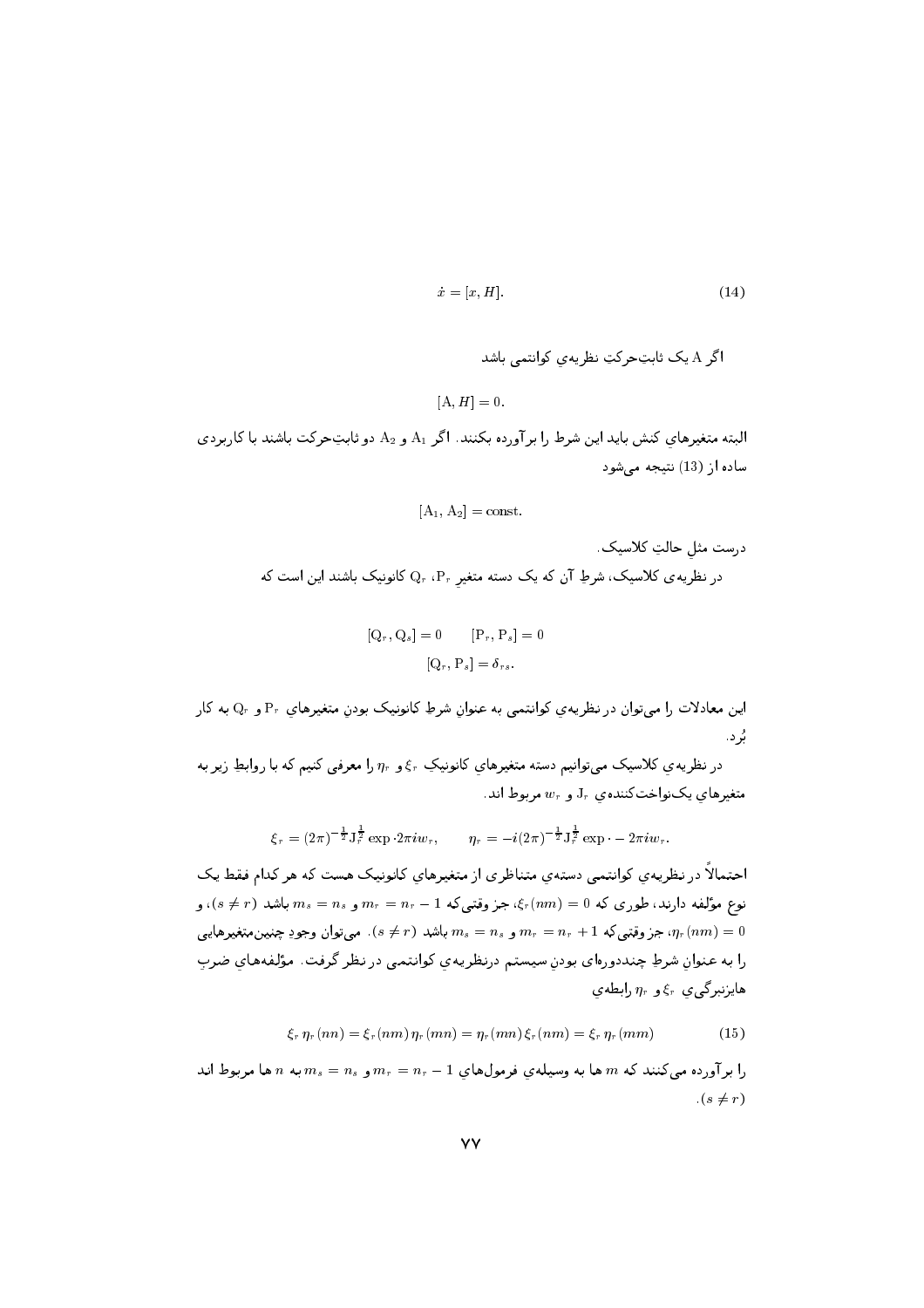$$\dot{x} = [x, H]. \tag{14}$$

اگر $\mathrm{A}$ یک ثابتِ‌حرکتِ نظریه‌ی کوانتمی باشد

$$[\mathrm{A}, H] = 0.$$

البته متغیرهای کنش باید این شرط را برآورده بکنند. اگر $\mathrm{A}_1$ و $\mathrm{A}_2$ دو ثابتِ‌حرکت باشند با کاربردی ساده از (13) نتیجه می‌شود

$$[\mathrm{A}_1, \mathrm{A}_2] = \mathrm{const.}$$

درست مثلِ حالتِ کلاسیک.

در نظریه‌ی کلاسیک، شرطِ آن که یک دسته متغیرِ $\mathrm{P}_r$، $\mathrm{Q}_r$ کانونیک باشند این است که

$$[\mathrm{Q}_r, \mathrm{Q}_s] = 0 \qquad [\mathrm{P}_r, \mathrm{P}_s] = 0$$
$$[\mathrm{Q}_r, \mathrm{P}_s] = \delta_{rs}.$$

این معادلات را می‌توان در نظریه‌ی کوانتمی به عنوانِ شرطِ کانونیک بودنِ متغیرهای $\mathrm{P}_r$ و $\mathrm{Q}_r$ به کار بُرد.

در نظریه‌ی کلاسیک می‌توانیم دسته متغیرهای کانونیکِ $\xi_r$ و $\eta_r$ را معرفی کنیم که با روابطِ زیر به متغیرهای یک‌نواخت‌کننده‌ی $\mathrm{J}_r$ و $w_r$ مربوط اند.

$$\xi_r = (2\pi)^{-\frac{1}{2}}\mathrm{J}_r^{\frac{1}{2}} \exp\cdot 2\pi i w_r, \qquad \eta_r = -i(2\pi)^{-\frac{1}{2}}\mathrm{J}_r^{\frac{1}{2}} \exp\cdot -2\pi i w_r.$$

احتمالاً در نظریه‌ی کوانتمی دسته‌ی متناظری از متغیرهای کانونیک هست که هر کدام فقط یک نوع مؤلفه دارند، طوری که $\xi_r(nm) = 0$، جز وقتی که $m_r = n_r - 1$ و $m_s = n_s$ باشد $(s \neq r)$، و $\eta_r(nm) = 0$، جز وقتی که $m_r = n_r + 1$ و $m_s = n_s$ باشد $(s \neq r)$. می‌توان وجودِ چنین متغیرهایی را به عنوانِ شرطِ چنددوره‌ای بودنِ سیستم درنظریه‌ی کوانتمی در نظر گرفت. مؤلفه‌های ضربِ هایزنبرگیِ $\xi_r$ و $\eta_r$ رابطه‌ی

$$\xi_r\,\eta_r(nn) = \xi_r(nm)\,\eta_r(mn) = \eta_r(mn)\,\xi_r(nm) = \xi_r\,\eta_r(mm) \tag{15}$$

را برآورده می‌کنند که $m$ ها به وسیله‌ی فرمول‌های $m_r = n_r - 1$ و $m_s = n_s$ به $n$ ها مربوط اند $(s \neq r)$.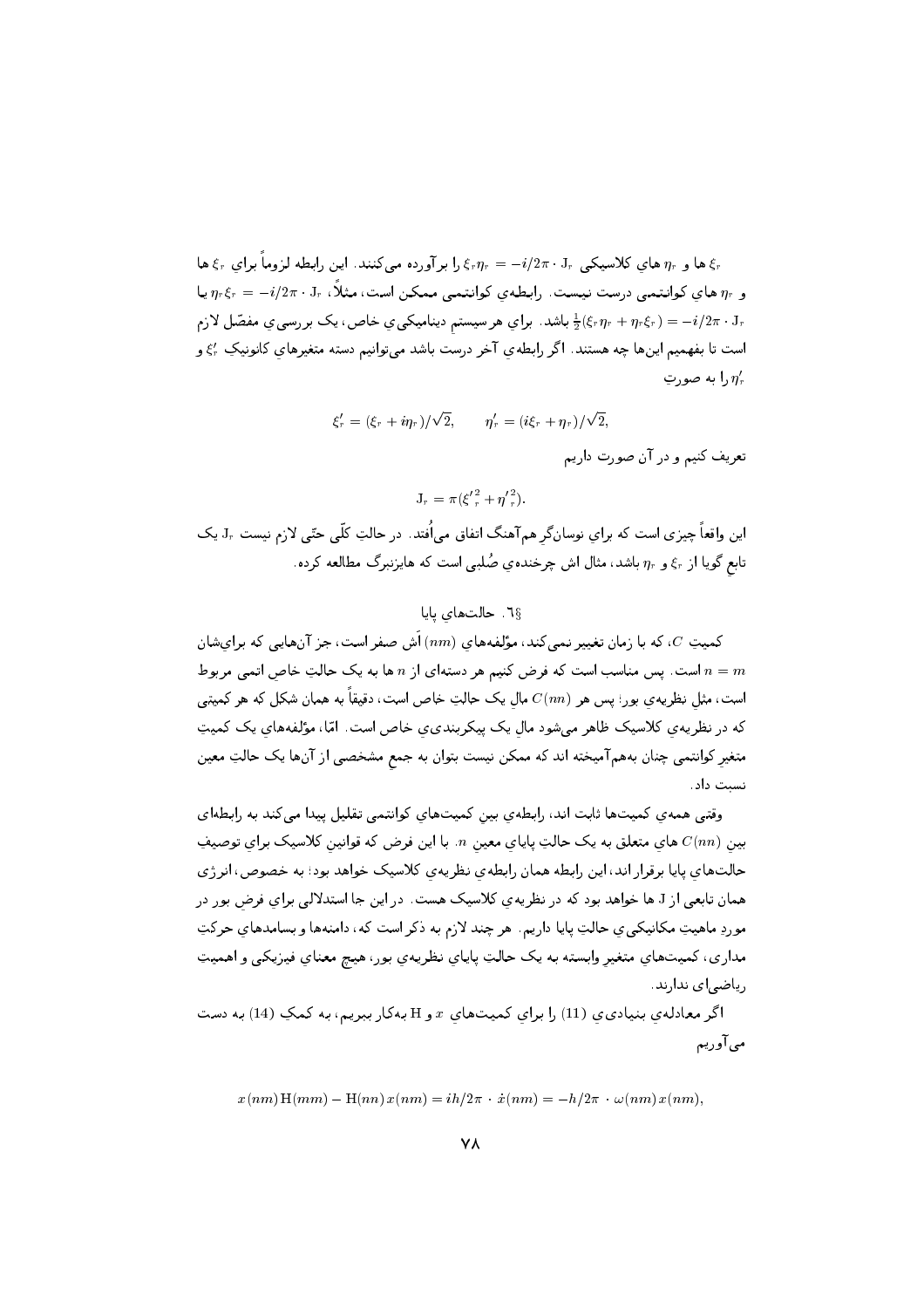$\xi_r$ ها و $\eta_r$ هاي كلاسيكي $\xi_r\eta_r = -i/2\pi \cdot \mathrm{J}_r$ را برآورده مي‌كنند. اين رابطه لزوماً براي $\xi_r$ ها و $\eta_r$ هاي كوانتمي درست نيست. رابطه‌ي كوانتمي ممكن است، مثلاً، $\eta_r\xi_r = -i/2\pi \cdot \mathrm{J}_r$ يا $\frac{1}{2}(\xi_r\eta_r + \eta_r\xi_r) = -i/2\pi \cdot \mathrm{J}_r$ باشد. براي هر سيستمِ ديناميكيِ خاص، يک بررسيِ مفصّل لازم است تا بفهميم اين‌ها چه هستند. اگر رابطه‌ي آخر درست باشد مي‌توانيم دسته متغيرهاي كانونيكِ $\xi'_r$ و $\eta'_r$ را به صورتِ

$$\xi'_r = (\xi_r + i\eta_r)/\sqrt{2}, \qquad \eta'_r = (i\xi_r + \eta_r)/\sqrt{2},$$

تعريف كنيم و در آن صورت داريم

$$\mathrm{J}_r = \pi({\xi'}_r^2 + {\eta'}_r^2).$$

اين واقعاً چيزي است كه براي نوسانگرِ هم‌آهنگ اتفاق مي‌اُفتد. در حالتِ كلّي حتّي لازم نيست $\mathrm{J}_r$ يک تابعِ گويا از $\xi_r$ و $\eta_r$ باشد، مثال اش چرخنده‌ي صُلبي است كه هايزنبرگ مطالعه كرده.

## §٦. حالت‌هاي پايا

كميتِ $C$، كه با زمان تغيير نمي‌كند، مؤلفه‌هاي $(nm)$ اَش صفر است، جز آن‌هايي كه براي‌شان $n = m$ است. پس مناسب است كه فرض كنيم هر دسته‌اي از $n$ ها به يک حالتِ خاصِ اتمي مربوط است، مثلِ نظريه‌ي بور؛ پس هر $C(nn)$ مالِ يک حالتِ خاص است، دقيقاً به همان شكل كه هر كميتي كه در نظريه‌ي كلاسيک ظاهر مي‌شود مالِ يک پيكربنديِ خاص است. امّا، مؤلفه‌هاي يک كميتِ متغيرِ كوانتمي چنان به‌هم‌آميخته اند كه ممكن نيست بتوان به جمعِ مشخصي از آن‌ها يک حالتِ معين نسبت داد.

وقتي همه‌ي كميت‌ها ثابت اند، رابطه‌ي بينِ كميت‌هاي كوانتمي تقليل پيدا مي‌كند به رابطه‌اي بينِ $C(nn)$ هاي متعلق به يک حالتِ پاياي معينِ $n$. با اين فرض كه قوانينِ كلاسيک براي توصيفِ حالت‌هاي پايا برقرار اند، اين رابطه همان رابطه‌ي نظريه‌ي كلاسيک خواهد بود؛ به خصوص، انرژي همان تابعي از J ها خواهد بود كه در نظريه‌ي كلاسيک هست. در اين جا استدلالي براي فرضِ بور در موردِ ماهيتِ مكانيكيِ حالتِ پايا داريم. هر چند لازم به ذكر است كه، دامنه‌ها و بسامدهاي حركتِ مداري، كميت‌هاي متغيرِ وابسته به يک حالتِ پاياي نظريه‌ي بور، هيچ معناي فيزيكي و اهميتِ رياضي‌اي ندارند.

اگر معادله‌ي بنياديِ (11) را براي كميت‌هاي $x$ و H به‌كار ببريم، به كمکِ (14) به دست مي‌آوريم

$$x(nm)\,\mathrm{H}(mm) - \mathrm{H}(nn)\,x(nm) = ih/2\pi \cdot \dot{x}(nm) = -h/2\pi \cdot \omega(nm)\,x(nm),$$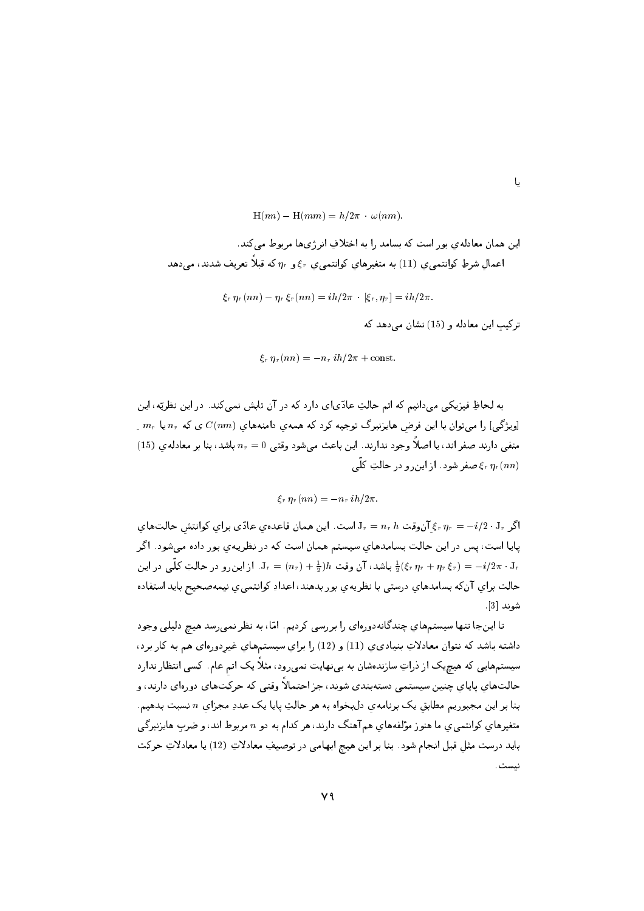یا

$$\mathrm{H}(nn) - \mathrm{H}(mm) = h/2\pi \cdot \omega(nm).$$

این همان معادله‌ی بور است که بسامد را به اختلافِ انرژی‌ها مربوط می‌کند.

اعمالِ شرطِ کوانتمیِ (11) به متغیرهای کوانتمیِ $\xi_r$ و $\eta_r$ که قبلاً تعریف شدند، می‌دهد

$$\xi_r\,\eta_r(nn) - \eta_r\,\xi_r(nn) = ih/2\pi \cdot [\xi_r, \eta_r] = ih/2\pi.$$

ترکیبِ این معادله و (15) نشان می‌دهد که

$$\xi_r\,\eta_r(nn) = -n_r\,ih/2\pi + \mathrm{const}.$$

به لحاظِ فیزیکی می‌دانیم که اتم حالتِ عادّی‌ای دارد که در آن تابش نمی‌کند. در این نظریّه، این [ویژگی] را می‌توان با این فرضِ هایزنبرگ توجیه کرد که همه‌ی دامنه‌های $C(nm)$ ی که $n_r$ یا $m_r$ منفی دارند صفر اند، یا اصلاً وجود ندارند. این باعث می‌شود وقتی $n_r = 0$ باشد، بنا بر معادله‌ی (15) $\xi_r\,\eta_r(nn)$ صفر شود. از این‌رو در حالتِ کلّی

$$\xi_r\,\eta_r(nn) = -n_r\,ih/2\pi.$$

اگر $\xi_r\,\eta_r = -i/2 \cdot \mathrm{J}_r$ آن‌وقت $\mathrm{J}_r = n_r\,h$ است. این همان قاعده‌ی عادّی برای کوانتشِ حالت‌های پایا است، پس در این حالت بسامدهای سیستم همان است که در نظریه‌ی بور داده می‌شود. اگر $\frac{1}{2}(\xi_r\,\eta_r + \eta_r\,\xi_r) = -i/2\pi \cdot \mathrm{J}_r$ باشد، آن وقت $\mathrm{J}_r = (n_r) + \frac{1}{2})h$. از این‌رو در حالتِ کلّی در این حالت برای آن‌که بسامدهای درستی با نظریه‌ی بور بدهند، اعدادِ کوانتمی‌ِ نیمه‌صحیح باید استفاده شوند [3].

تا این‌جا تنها سیستم‌های چندگانه‌دوره‌ای را بررسی کردیم. امّا، به نظر نمی‌رسد هیچ دلیلی وجود داشته باشد که نتوان معادلاتِ بنیادی‌ِ (11) و (12) را برای سیستم‌های غیردوره‌ای هم به کار برد، سیستم‌هایی که هیچ‌یک از ذراتِ سازنده‌شان به بی‌نهایت نمی‌رود، مثلاً یک اتمِ عام. کسی انتظار ندارد حالت‌های پایای چنین سیستمی دسته‌بندی شوند، جز احتمالاً وقتی که حرکت‌های دوره‌ای دارند، و بنا بر این مجبوریم مطابقِ یک برنامه‌ی دل‌بخواه به هر حالتِ پایا یک عددِ مجزای $n$ نسبت بدهیم. متغیرهای کوانتمی‌ِ ما هنوز مؤلفه‌های هم‌آهنگ دارند، هر کدام به دو $n$ مربوط اند، و ضربِ هایزنبرگی باید درست مثلِ قبل انجام شود. بنا بر این هیچ ابهامی در توصیفِ معادلاتِ (12) یا معادلاتِ حرکت نیست.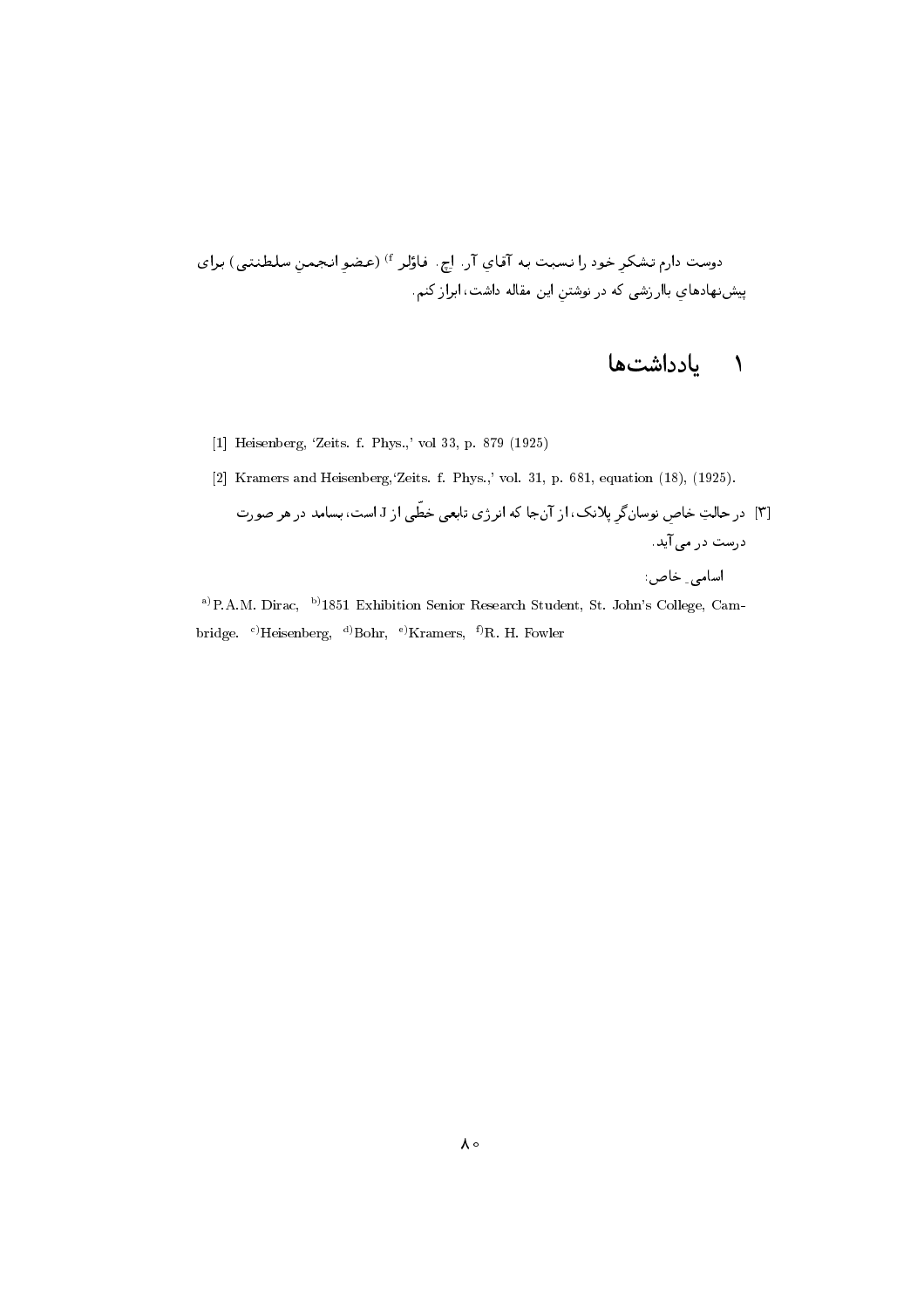دوست دارم تشکرِ خود را نسبت به آقایِ آر. اچ. فاوْلر [f] (عضوِ انجمنِ سلطنتی) برای پیش‌نهادهایِ باارزشی که در نوشتنِ این مقاله داشت، ابراز کنم.

## ۱ یادداشت‌ها

[1] Heisenberg, 'Zeits. f. Phys.,' vol 33, p. 879 (1925)

[2] Kramers and Heisenberg,'Zeits. f. Phys.,' vol. 31, p. 681, equation (18), (1925).

[۳] در حالتِ خاصِ نوسان‌گرِ پلانک، از آن‌جا که انرژی تابعی خطّی از J است، بسامد در هر صورت درست در می‌آید.

اسامی ـ خاص:

[a] P.A.M. Dirac, [b] 1851 Exhibition Senior Research Student, St. John's College, Cambridge. [c] Heisenberg, [d] Bohr, [e] Kramers, [f] R. H. Fowler